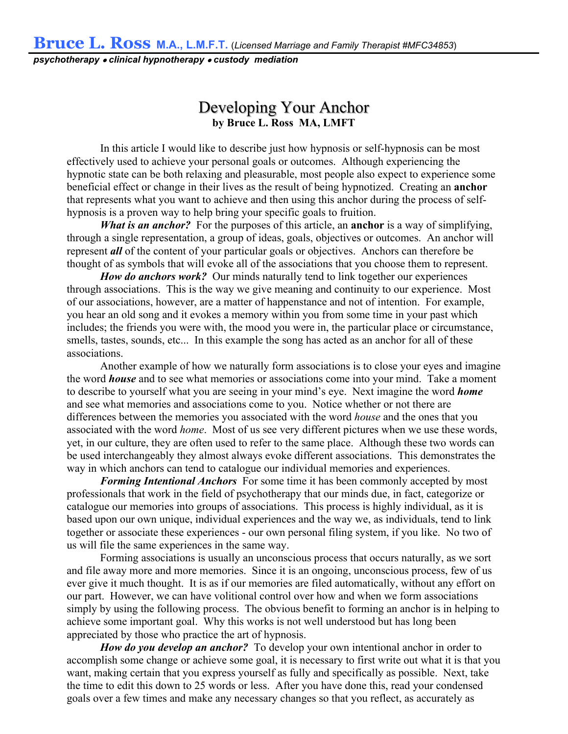**Bruce L. Ross** M.A., L.M.F.T. (*Licensed Marriage and Family Therapist #MFC34853*)

***psychotherapy • clinical hypnotherapy • custody mediation***

# Developing Your Anchor

**by Bruce L. Ross MA, LMFT**

In this article I would like to describe just how hypnosis or self-hypnosis can be most effectively used to achieve your personal goals or outcomes. Although experiencing the hypnotic state can be both relaxing and pleasurable, most people also expect to experience some beneficial effect or change in their lives as the result of being hypnotized. Creating an **anchor** that represents what you want to achieve and then using this anchor during the process of self-hypnosis is a proven way to help bring your specific goals to fruition.

***What is an anchor?*** For the purposes of this article, an **anchor** is a way of simplifying, through a single representation, a group of ideas, goals, objectives or outcomes. An anchor will represent ***all*** of the content of your particular goals or objectives. Anchors can therefore be thought of as symbols that will evoke all of the associations that you choose them to represent.

***How do anchors work?*** Our minds naturally tend to link together our experiences through associations. This is the way we give meaning and continuity to our experience. Most of our associations, however, are a matter of happenstance and not of intention. For example, you hear an old song and it evokes a memory within you from some time in your past which includes; the friends you were with, the mood you were in, the particular place or circumstance, smells, tastes, sounds, etc... In this example the song has acted as an anchor for all of these associations.

Another example of how we naturally form associations is to close your eyes and imagine the word ***house*** and to see what memories or associations come into your mind. Take a moment to describe to yourself what you are seeing in your mind's eye. Next imagine the word ***home*** and see what memories and associations come to you. Notice whether or not there are differences between the memories you associated with the word *house* and the ones that you associated with the word *home*. Most of us see very different pictures when we use these words, yet, in our culture, they are often used to refer to the same place. Although these two words can be used interchangeably they almost always evoke different associations. This demonstrates the way in which anchors can tend to catalogue our individual memories and experiences.

***Forming Intentional Anchors*** For some time it has been commonly accepted by most professionals that work in the field of psychotherapy that our minds due, in fact, categorize or catalogue our memories into groups of associations. This process is highly individual, as it is based upon our own unique, individual experiences and the way we, as individuals, tend to link together or associate these experiences - our own personal filing system, if you like. No two of us will file the same experiences in the same way.

Forming associations is usually an unconscious process that occurs naturally, as we sort and file away more and more memories. Since it is an ongoing, unconscious process, few of us ever give it much thought. It is as if our memories are filed automatically, without any effort on our part. However, we can have volitional control over how and when we form associations simply by using the following process. The obvious benefit to forming an anchor is in helping to achieve some important goal. Why this works is not well understood but has long been appreciated by those who practice the art of hypnosis.

***How do you develop an anchor?*** To develop your own intentional anchor in order to accomplish some change or achieve some goal, it is necessary to first write out what it is that you want, making certain that you express yourself as fully and specifically as possible. Next, take the time to edit this down to 25 words or less. After you have done this, read your condensed goals over a few times and make any necessary changes so that you reflect, as accurately as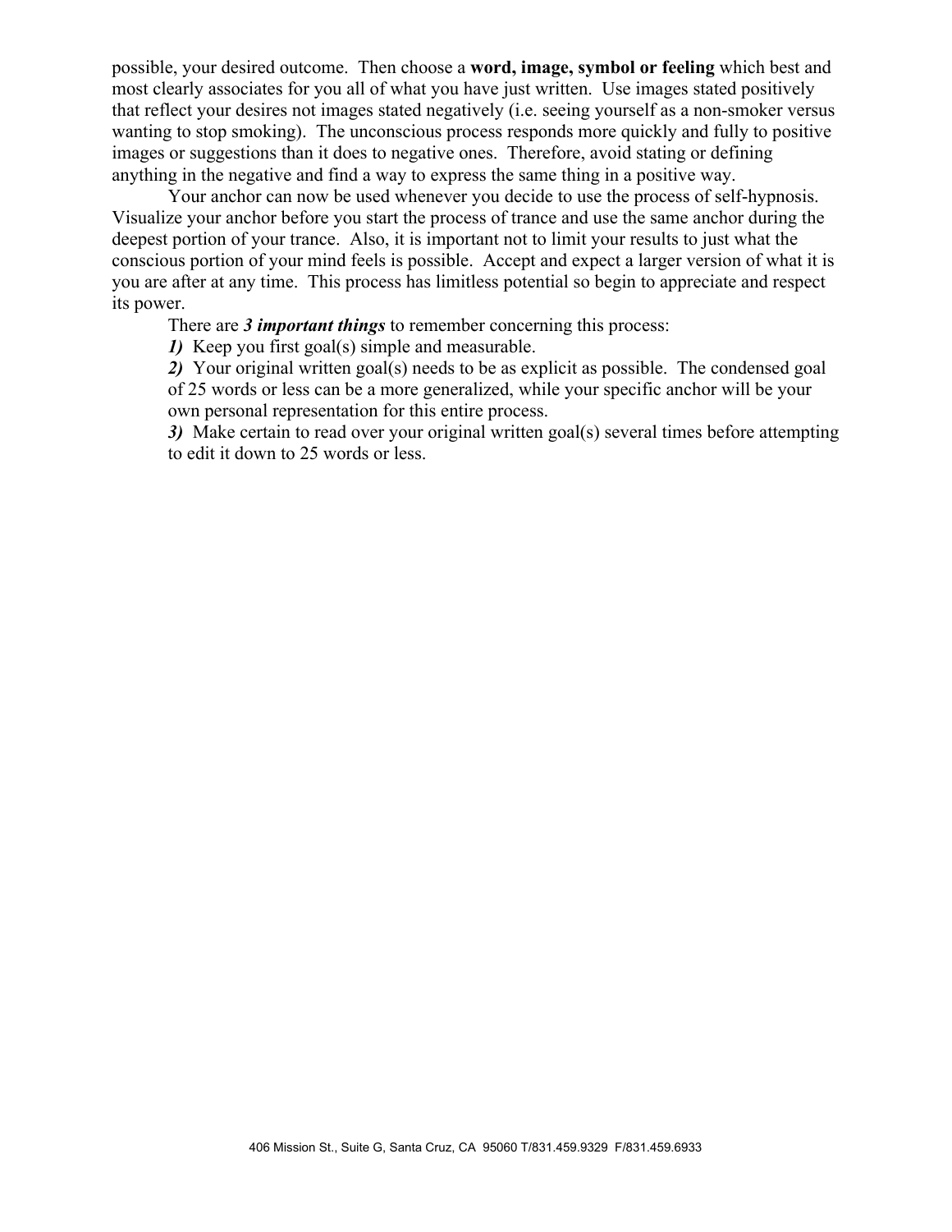possible, your desired outcome. Then choose a **word, image, symbol or feeling** which best and most clearly associates for you all of what you have just written. Use images stated positively that reflect your desires not images stated negatively (i.e. seeing yourself as a non-smoker versus wanting to stop smoking). The unconscious process responds more quickly and fully to positive images or suggestions than it does to negative ones. Therefore, avoid stating or defining anything in the negative and find a way to express the same thing in a positive way.

Your anchor can now be used whenever you decide to use the process of self-hypnosis. Visualize your anchor before you start the process of trance and use the same anchor during the deepest portion of your trance. Also, it is important not to limit your results to just what the conscious portion of your mind feels is possible. Accept and expect a larger version of what it is you are after at any time. This process has limitless potential so begin to appreciate and respect its power.

There are ***3 important things*** to remember concerning this process:

***1)*** Keep you first goal(s) simple and measurable.

***2)*** Your original written goal(s) needs to be as explicit as possible. The condensed goal of 25 words or less can be a more generalized, while your specific anchor will be your own personal representation for this entire process.

***3)*** Make certain to read over your original written goal(s) several times before attempting to edit it down to 25 words or less.